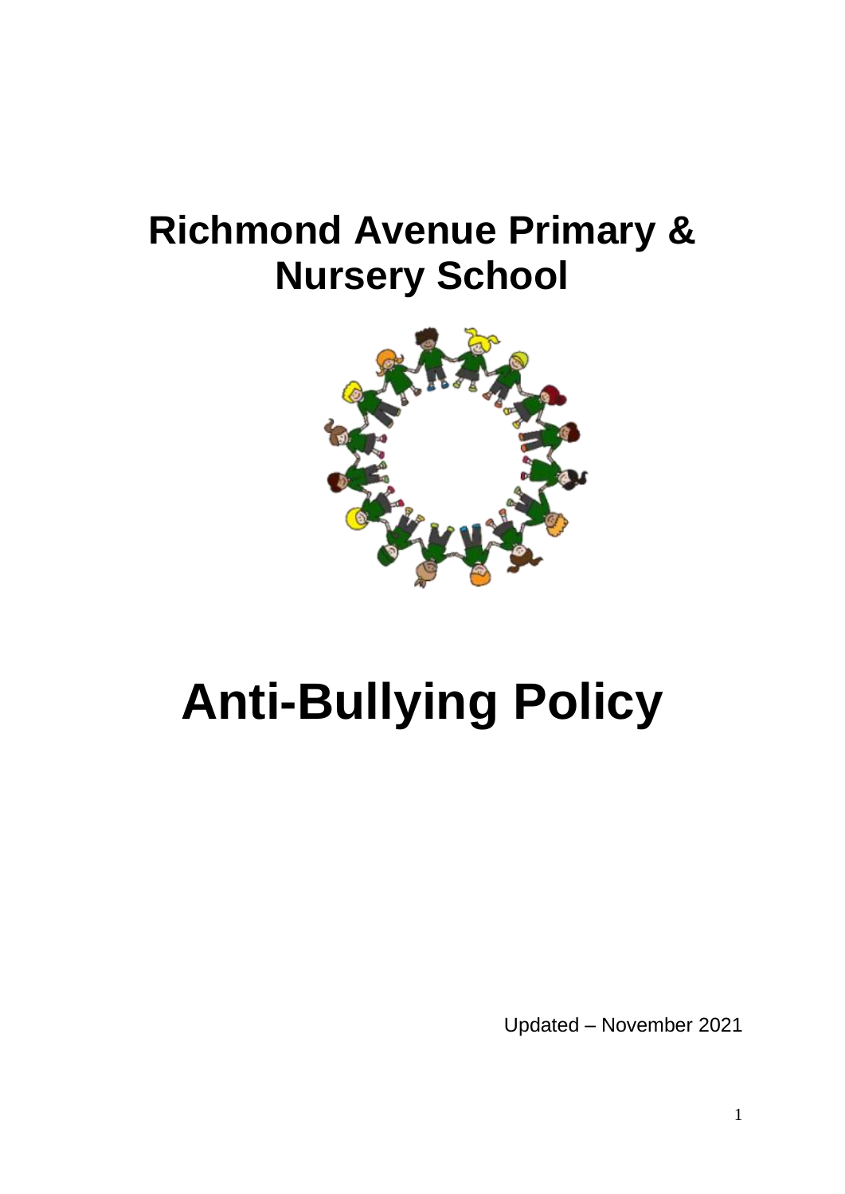# Richmond Avenue Primary & Nursery School

# Anti-Bullying Policy

Updated – November 2021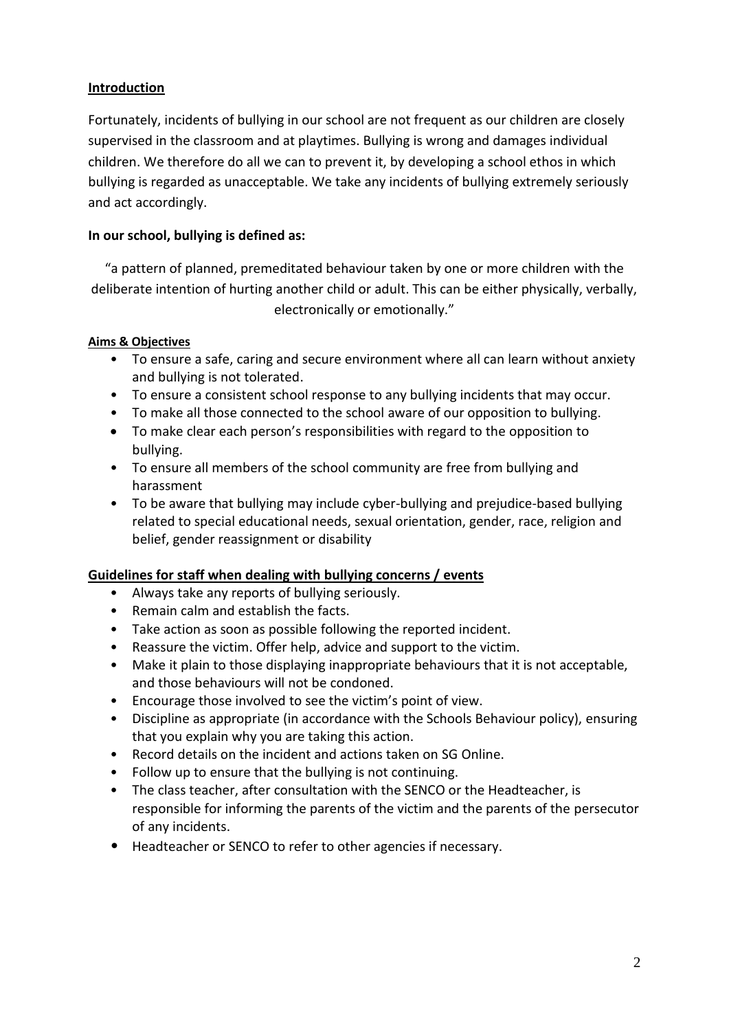## Introduction

Fortunately, incidents of bullying in our school are not frequent as our children are closely supervised in the classroom and at playtimes. Bullying is wrong and damages individual children. We therefore do all we can to prevent it, by developing a school ethos in which bullying is regarded as unacceptable. We take any incidents of bullying extremely seriously and act accordingly.

**In our school, bullying is defined as:**

"a pattern of planned, premeditated behaviour taken by one or more children with the deliberate intention of hurting another child or adult. This can be either physically, verbally, electronically or emotionally."

### Aims & Objectives

- To ensure a safe, caring and secure environment where all can learn without anxiety and bullying is not tolerated.
- To ensure a consistent school response to any bullying incidents that may occur.
- To make all those connected to the school aware of our opposition to bullying.
- To make clear each person's responsibilities with regard to the opposition to bullying.
- To ensure all members of the school community are free from bullying and harassment
- To be aware that bullying may include cyber-bullying and prejudice-based bullying related to special educational needs, sexual orientation, gender, race, religion and belief, gender reassignment or disability

## Guidelines for staff when dealing with bullying concerns / events

- Always take any reports of bullying seriously.
- Remain calm and establish the facts.
- Take action as soon as possible following the reported incident.
- Reassure the victim. Offer help, advice and support to the victim.
- Make it plain to those displaying inappropriate behaviours that it is not acceptable, and those behaviours will not be condoned.
- Encourage those involved to see the victim's point of view.
- Discipline as appropriate (in accordance with the Schools Behaviour policy), ensuring that you explain why you are taking this action.
- Record details on the incident and actions taken on SG Online.
- Follow up to ensure that the bullying is not continuing.
- The class teacher, after consultation with the SENCO or the Headteacher, is responsible for informing the parents of the victim and the parents of the persecutor of any incidents.
- Headteacher or SENCO to refer to other agencies if necessary.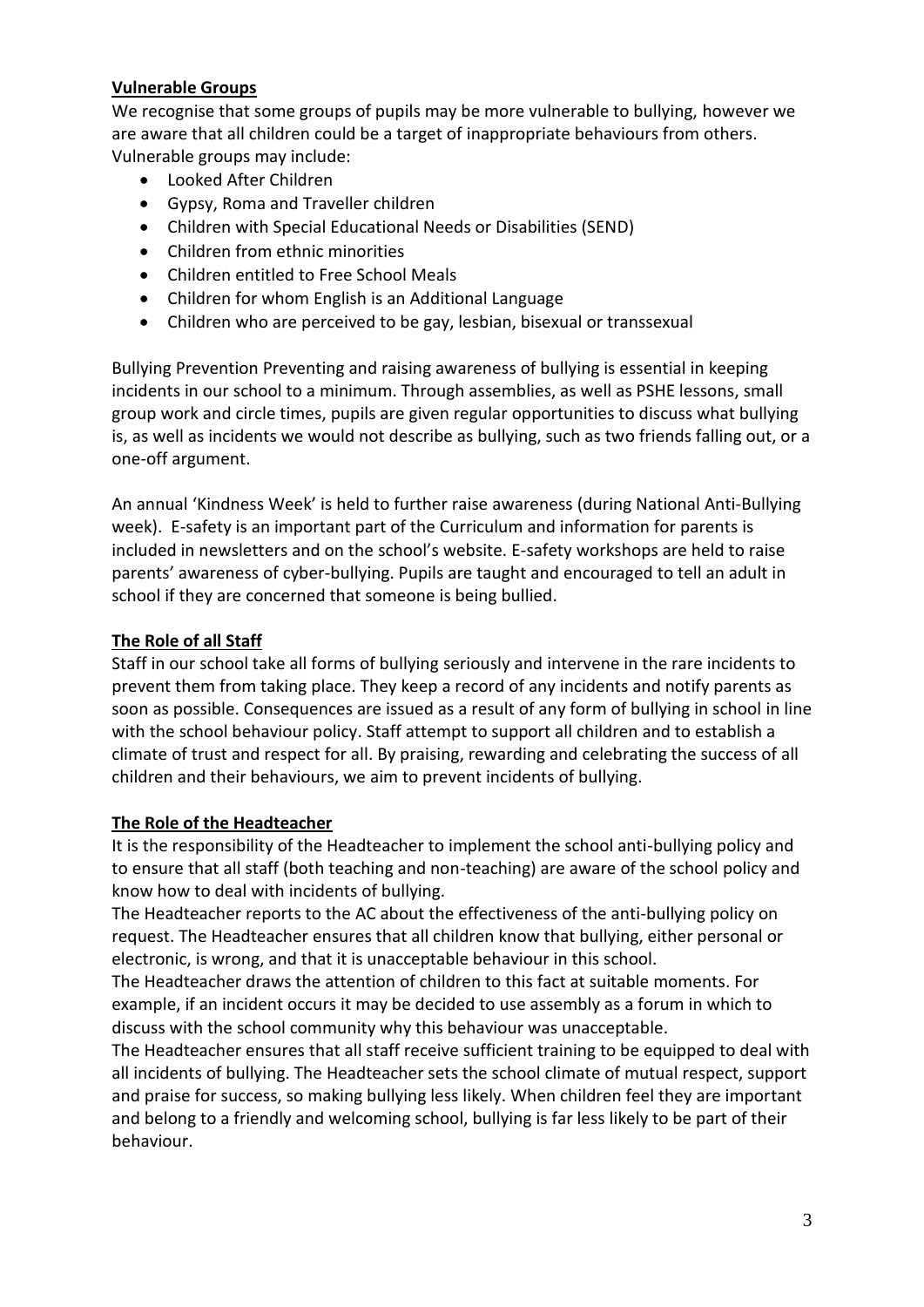## Vulnerable Groups

We recognise that some groups of pupils may be more vulnerable to bullying, however we are aware that all children could be a target of inappropriate behaviours from others. Vulnerable groups may include:

- Looked After Children
- Gypsy, Roma and Traveller children
- Children with Special Educational Needs or Disabilities (SEND)
- Children from ethnic minorities
- Children entitled to Free School Meals
- Children for whom English is an Additional Language
- Children who are perceived to be gay, lesbian, bisexual or transsexual

Bullying Prevention Preventing and raising awareness of bullying is essential in keeping incidents in our school to a minimum. Through assemblies, as well as PSHE lessons, small group work and circle times, pupils are given regular opportunities to discuss what bullying is, as well as incidents we would not describe as bullying, such as two friends falling out, or a one-off argument.

An annual 'Kindness Week' is held to further raise awareness (during National Anti-Bullying week). E-safety is an important part of the Curriculum and information for parents is included in newsletters and on the school's website. E-safety workshops are held to raise parents' awareness of cyber-bullying. Pupils are taught and encouraged to tell an adult in school if they are concerned that someone is being bullied.

## The Role of all Staff

Staff in our school take all forms of bullying seriously and intervene in the rare incidents to prevent them from taking place. They keep a record of any incidents and notify parents as soon as possible. Consequences are issued as a result of any form of bullying in school in line with the school behaviour policy. Staff attempt to support all children and to establish a climate of trust and respect for all. By praising, rewarding and celebrating the success of all children and their behaviours, we aim to prevent incidents of bullying.

## The Role of the Headteacher

It is the responsibility of the Headteacher to implement the school anti-bullying policy and to ensure that all staff (both teaching and non-teaching) are aware of the school policy and know how to deal with incidents of bullying.

The Headteacher reports to the AC about the effectiveness of the anti-bullying policy on request. The Headteacher ensures that all children know that bullying, either personal or electronic, is wrong, and that it is unacceptable behaviour in this school.

The Headteacher draws the attention of children to this fact at suitable moments. For example, if an incident occurs it may be decided to use assembly as a forum in which to discuss with the school community why this behaviour was unacceptable.

The Headteacher ensures that all staff receive sufficient training to be equipped to deal with all incidents of bullying. The Headteacher sets the school climate of mutual respect, support and praise for success, so making bullying less likely. When children feel they are important and belong to a friendly and welcoming school, bullying is far less likely to be part of their behaviour.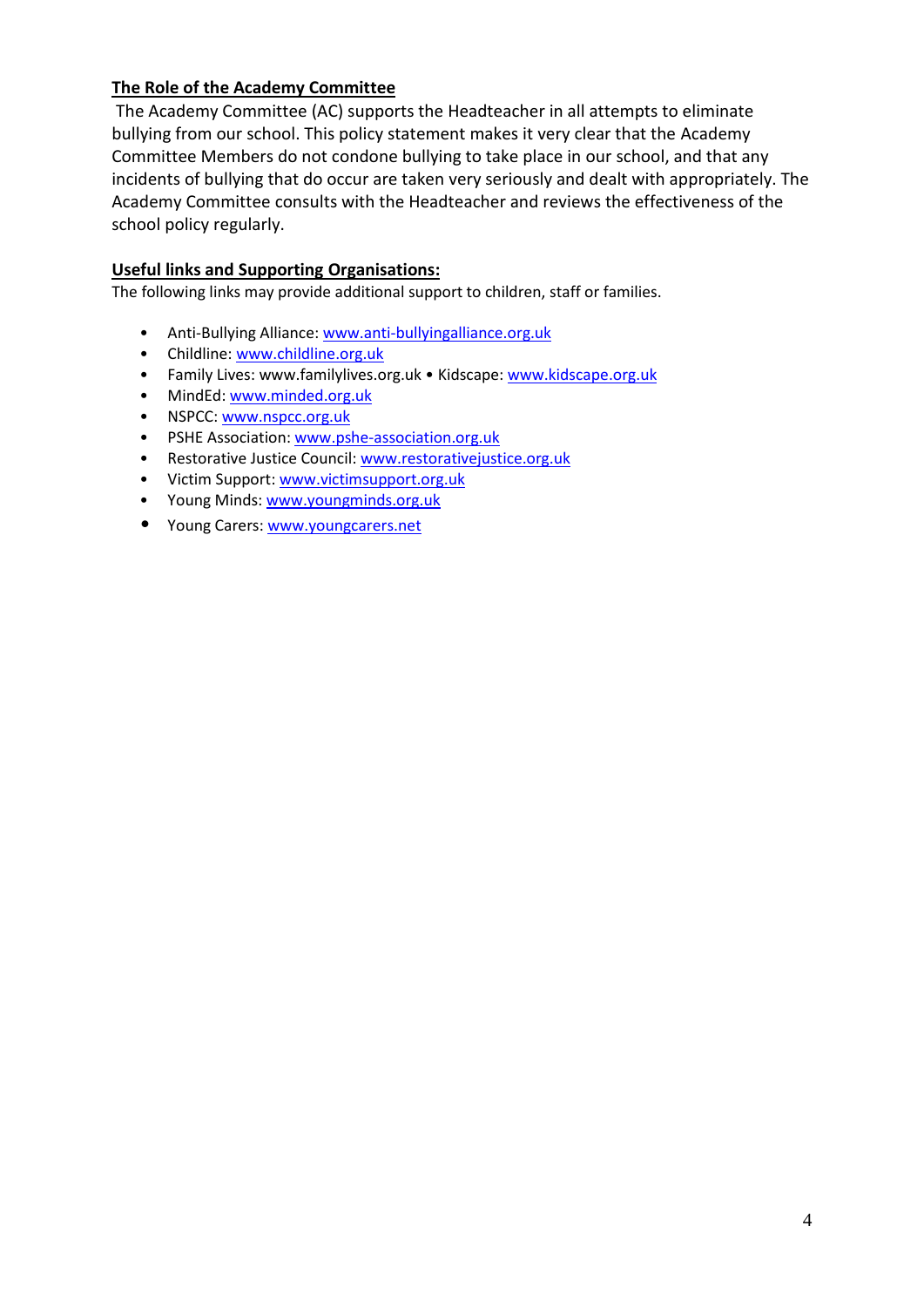## The Role of the Academy Committee

The Academy Committee (AC) supports the Headteacher in all attempts to eliminate bullying from our school. This policy statement makes it very clear that the Academy Committee Members do not condone bullying to take place in our school, and that any incidents of bullying that do occur are taken very seriously and dealt with appropriately. The Academy Committee consults with the Headteacher and reviews the effectiveness of the school policy regularly.

## Useful links and Supporting Organisations:

The following links may provide additional support to children, staff or families.

- Anti-Bullying Alliance: www.anti-bullyingalliance.org.uk
- Childline: www.childline.org.uk
- Family Lives: www.familylives.org.uk • Kidscape: www.kidscape.org.uk
- MindEd: www.minded.org.uk
- NSPCC: www.nspcc.org.uk
- PSHE Association: www.pshe-association.org.uk
- Restorative Justice Council: www.restorativejustice.org.uk
- Victim Support: www.victimsupport.org.uk
- Young Minds: www.youngminds.org.uk
- Young Carers: www.youngcarers.net